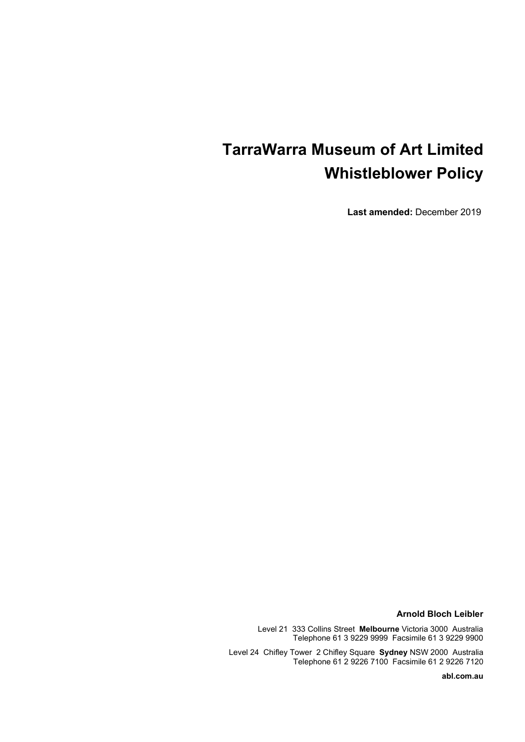# TarraWarra Museum of Art Limited Whistleblower Policy

**Last amended:** December 2019

**Arnold Bloch Leibler**

Level 21 333 Collins Street **Melbourne** Victoria 3000 Australia
Telephone 61 3 9229 9999 Facsimile 61 3 9229 9900

Level 24 Chifley Tower 2 Chifley Square **Sydney** NSW 2000 Australia
Telephone 61 2 9226 7100 Facsimile 61 2 9226 7120

**abl.com.au**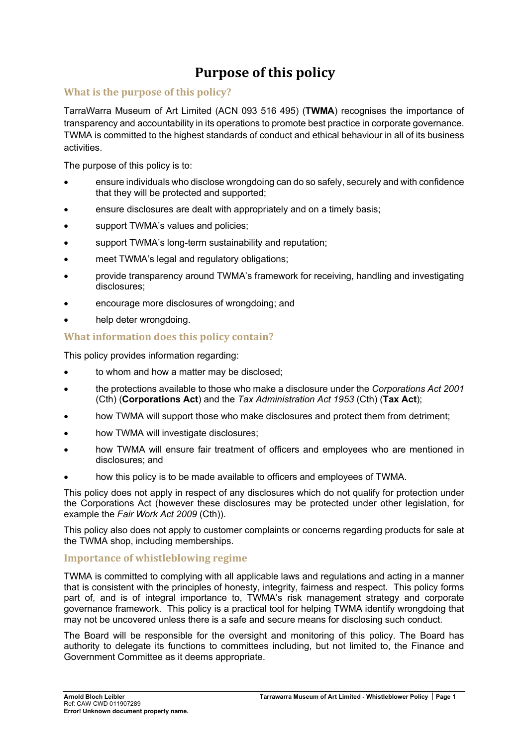# Purpose of this policy

## What is the purpose of this policy?

TarraWarra Museum of Art Limited (ACN 093 516 495) (**TWMA**) recognises the importance of transparency and accountability in its operations to promote best practice in corporate governance. TWMA is committed to the highest standards of conduct and ethical behaviour in all of its business activities.

The purpose of this policy is to:

- ensure individuals who disclose wrongdoing can do so safely, securely and with confidence that they will be protected and supported;
- ensure disclosures are dealt with appropriately and on a timely basis;
- support TWMA's values and policies;
- support TWMA's long-term sustainability and reputation;
- meet TWMA's legal and regulatory obligations;
- provide transparency around TWMA's framework for receiving, handling and investigating disclosures;
- encourage more disclosures of wrongdoing; and
- help deter wrongdoing.

## What information does this policy contain?

This policy provides information regarding:

- to whom and how a matter may be disclosed;
- the protections available to those who make a disclosure under the *Corporations Act 2001* (Cth) (**Corporations Act**) and the *Tax Administration Act 1953* (Cth) (**Tax Act**);
- how TWMA will support those who make disclosures and protect them from detriment;
- how TWMA will investigate disclosures;
- how TWMA will ensure fair treatment of officers and employees who are mentioned in disclosures; and
- how this policy is to be made available to officers and employees of TWMA.

This policy does not apply in respect of any disclosures which do not qualify for protection under the Corporations Act (however these disclosures may be protected under other legislation, for example the *Fair Work Act 2009* (Cth)).

This policy also does not apply to customer complaints or concerns regarding products for sale at the TWMA shop, including memberships.

## Importance of whistleblowing regime

TWMA is committed to complying with all applicable laws and regulations and acting in a manner that is consistent with the principles of honesty, integrity, fairness and respect. This policy forms part of, and is of integral importance to, TWMA's risk management strategy and corporate governance framework. This policy is a practical tool for helping TWMA identify wrongdoing that may not be uncovered unless there is a safe and secure means for disclosing such conduct.

The Board will be responsible for the oversight and monitoring of this policy. The Board has authority to delegate its functions to committees including, but not limited to, the Finance and Government Committee as it deems appropriate.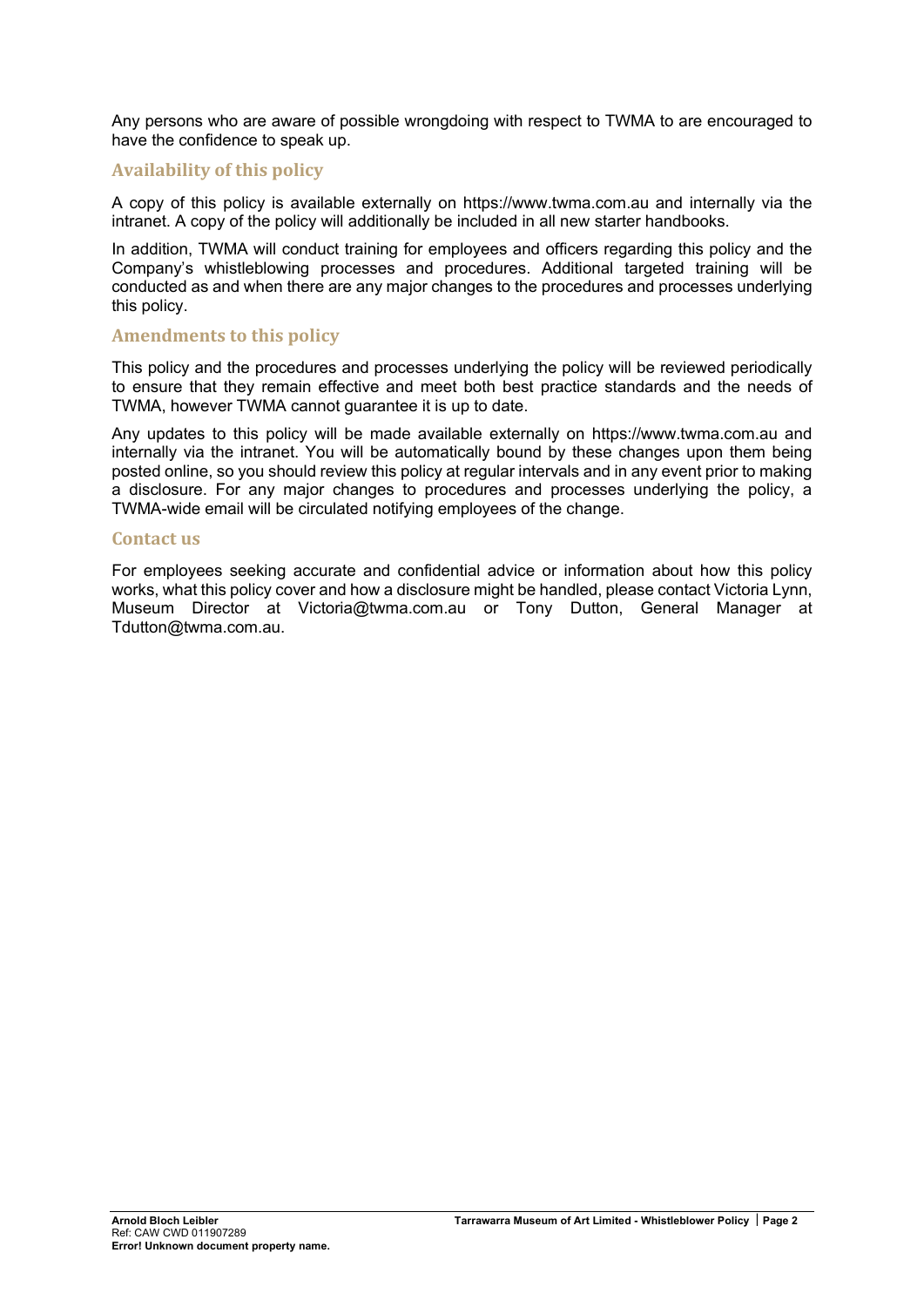Any persons who are aware of possible wrongdoing with respect to TWMA to are encouraged to have the confidence to speak up.

## Availability of this policy

A copy of this policy is available externally on https://www.twma.com.au and internally via the intranet. A copy of the policy will additionally be included in all new starter handbooks.

In addition, TWMA will conduct training for employees and officers regarding this policy and the Company's whistleblowing processes and procedures. Additional targeted training will be conducted as and when there are any major changes to the procedures and processes underlying this policy.

## Amendments to this policy

This policy and the procedures and processes underlying the policy will be reviewed periodically to ensure that they remain effective and meet both best practice standards and the needs of TWMA, however TWMA cannot guarantee it is up to date.

Any updates to this policy will be made available externally on https://www.twma.com.au and internally via the intranet. You will be automatically bound by these changes upon them being posted online, so you should review this policy at regular intervals and in any event prior to making a disclosure. For any major changes to procedures and processes underlying the policy, a TWMA-wide email will be circulated notifying employees of the change.

## Contact us

For employees seeking accurate and confidential advice or information about how this policy works, what this policy cover and how a disclosure might be handled, please contact Victoria Lynn, Museum Director at Victoria@twma.com.au or Tony Dutton, General Manager at Tdutton@twma.com.au.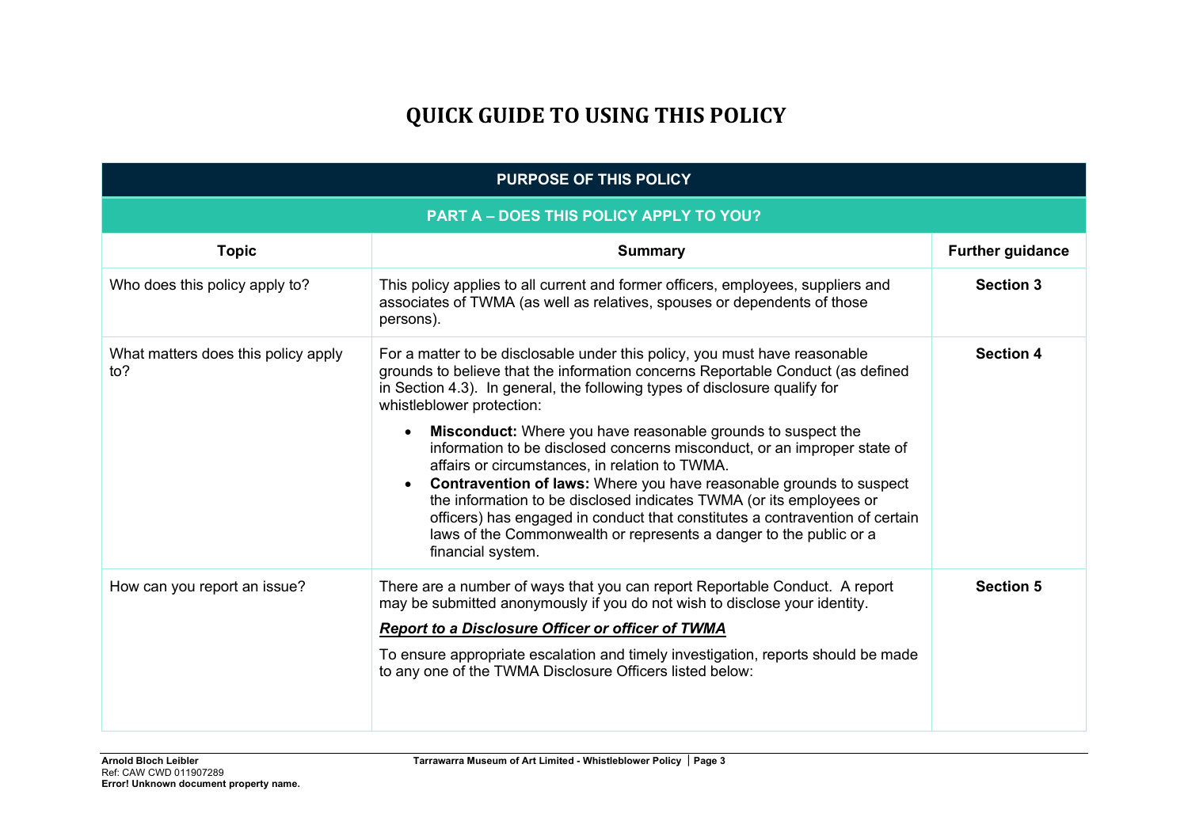# QUICK GUIDE TO USING THIS POLICY

| PURPOSE OF THIS POLICY | | |
|---|---|---|
| **PART A – DOES THIS POLICY APPLY TO YOU?** | | |
| **Topic** | **Summary** | **Further guidance** |
| Who does this policy apply to? | This policy applies to all current and former officers, employees, suppliers and associates of TWMA (as well as relatives, spouses or dependents of those persons). | **Section 3** |
| What matters does this policy apply to? | For a matter to be disclosable under this policy, you must have reasonable grounds to believe that the information concerns Reportable Conduct (as defined in Section 4.3). In general, the following types of disclosure qualify for whistleblower protection:<br>• **Misconduct:** Where you have reasonable grounds to suspect the information to be disclosed concerns misconduct, or an improper state of affairs or circumstances, in relation to TWMA.<br>• **Contravention of laws:** Where you have reasonable grounds to suspect the information to be disclosed indicates TWMA (or its employees or officers) has engaged in conduct that constitutes a contravention of certain laws of the Commonwealth or represents a danger to the public or a financial system. | **Section 4** |
| How can you report an issue? | There are a number of ways that you can report Reportable Conduct. A report may be submitted anonymously if you do not wish to disclose your identity.<br>***<u>Report to a Disclosure Officer or officer of TWMA</u>***<br>To ensure appropriate escalation and timely investigation, reports should be made to any one of the TWMA Disclosure Officers listed below: | **Section 5** |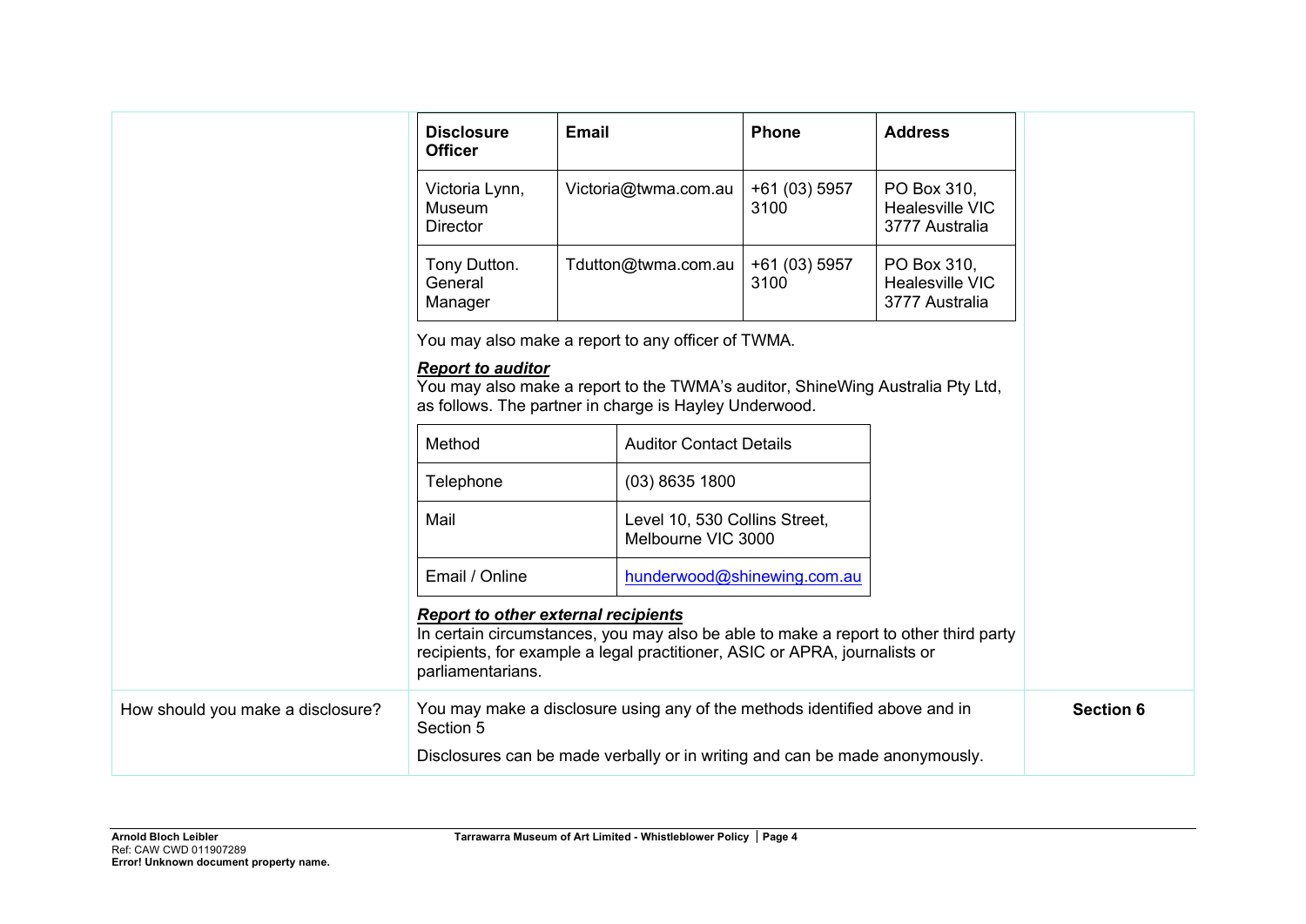| Disclosure Officer | Email | Phone | Address |
|---|---|---|---|
| Victoria Lynn, Museum Director | Victoria@twma.com.au | +61 (03) 5957 3100 | PO Box 310, Healesville VIC 3777 Australia |
| Tony Dutton. General Manager | Tdutton@twma.com.au | +61 (03) 5957 3100 | PO Box 310, Healesville VIC 3777 Australia |

You may also make a report to any officer of TWMA.

***Report to auditor***

You may also make a report to the TWMA's auditor, ShineWing Australia Pty Ltd, as follows. The partner in charge is Hayley Underwood.

| Method | Auditor Contact Details |
|---|---|
| Telephone | (03) 8635 1800 |
| Mail | Level 10, 530 Collins Street, Melbourne VIC 3000 |
| Email / Online | hunderwood@shinewing.com.au |

***Report to other external recipients***

In certain circumstances, you may also be able to make a report to other third party recipients, for example a legal practitioner, ASIC or APRA, journalists or parliamentarians.

| | | |
|---|---|---|
| How should you make a disclosure? | You may make a disclosure using any of the methods identified above and in Section 5<br><br>Disclosures can be made verbally or in writing and can be made anonymously. | **Section 6** |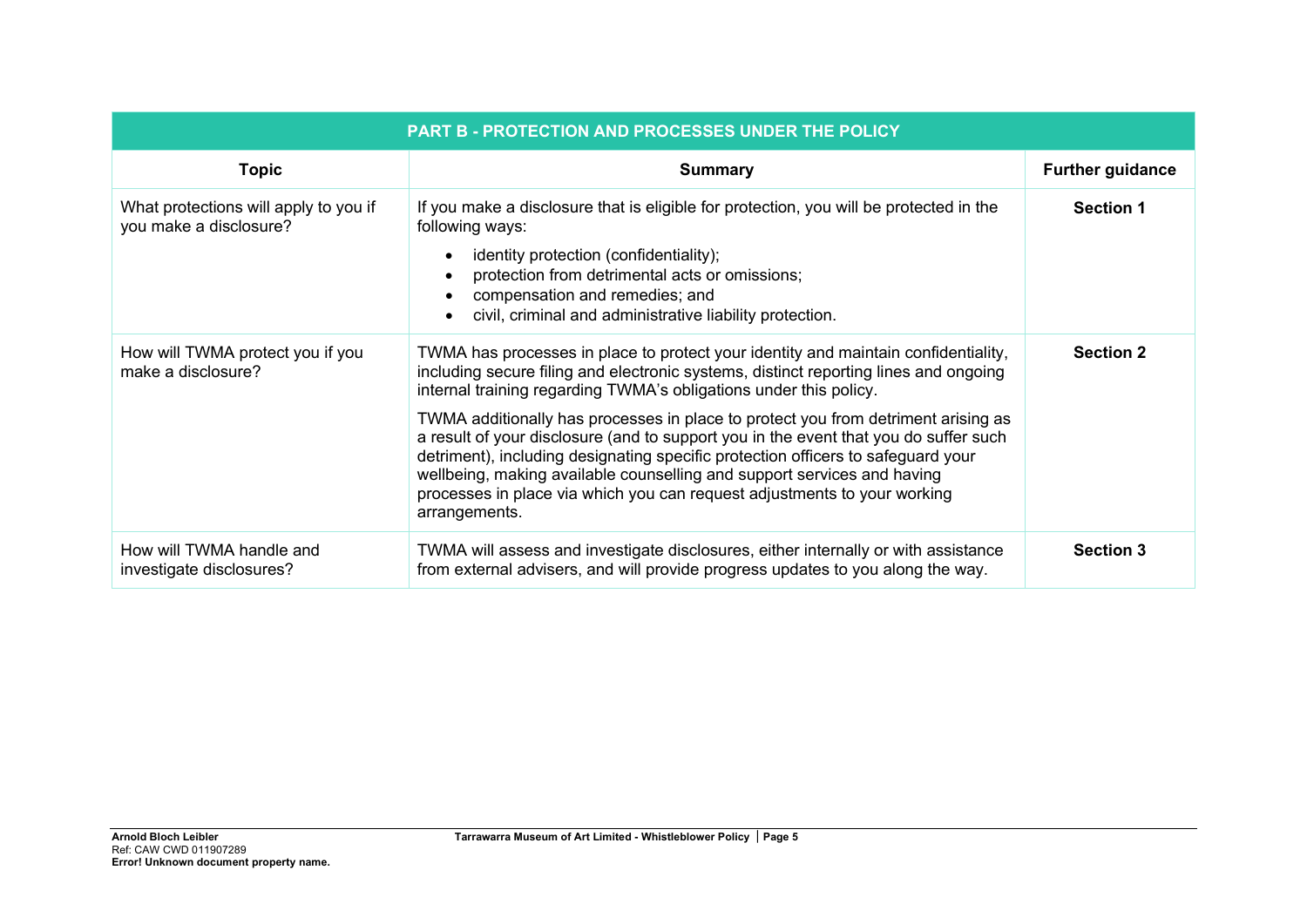| PART B - PROTECTION AND PROCESSES UNDER THE POLICY | | |
|---|---|---|
| **Topic** | **Summary** | **Further guidance** |
| What protections will apply to you if you make a disclosure? | If you make a disclosure that is eligible for protection, you will be protected in the following ways:<br>• identity protection (confidentiality);<br>• protection from detrimental acts or omissions;<br>• compensation and remedies; and<br>• civil, criminal and administrative liability protection. | **Section 1** |
| How will TWMA protect you if you make a disclosure? | TWMA has processes in place to protect your identity and maintain confidentiality, including secure filing and electronic systems, distinct reporting lines and ongoing internal training regarding TWMA's obligations under this policy.<br><br>TWMA additionally has processes in place to protect you from detriment arising as a result of your disclosure (and to support you in the event that you do suffer such detriment), including designating specific protection officers to safeguard your wellbeing, making available counselling and support services and having processes in place via which you can request adjustments to your working arrangements. | **Section 2** |
| How will TWMA handle and investigate disclosures? | TWMA will assess and investigate disclosures, either internally or with assistance from external advisers, and will provide progress updates to you along the way. | **Section 3** |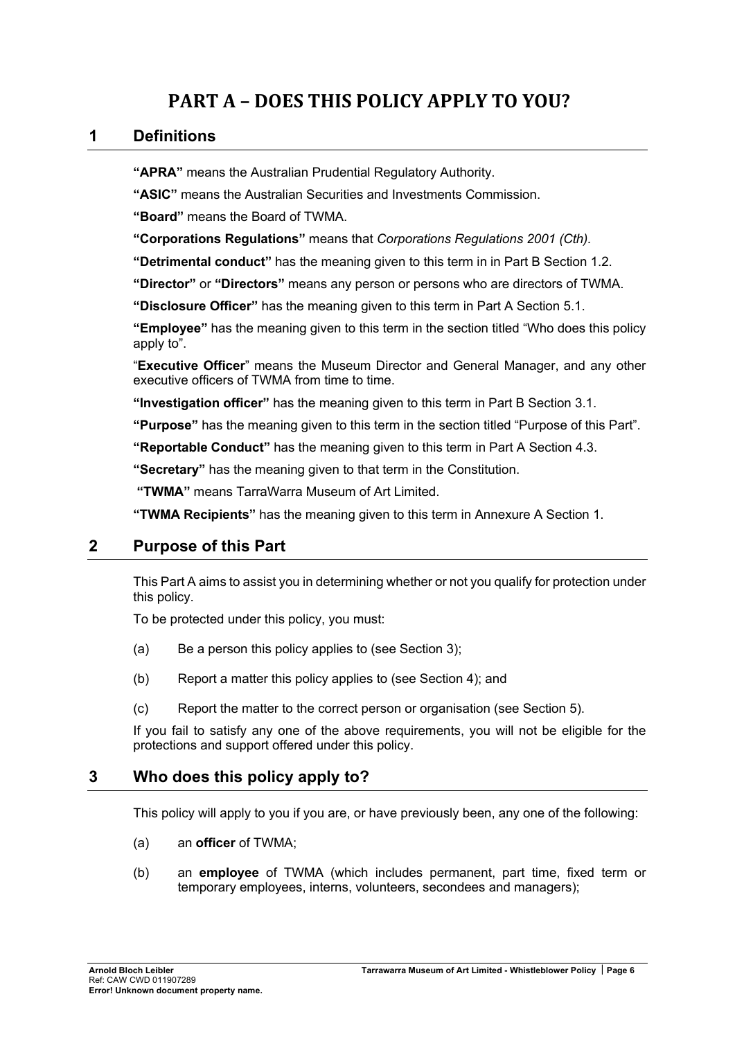# PART A – DOES THIS POLICY APPLY TO YOU?

## 1 Definitions

**"APRA"** means the Australian Prudential Regulatory Authority.

**"ASIC"** means the Australian Securities and Investments Commission.

**"Board"** means the Board of TWMA.

**"Corporations Regulations"** means that *Corporations Regulations 2001 (Cth)*.

**"Detrimental conduct"** has the meaning given to this term in in Part B Section 1.2.

**"Director"** or **"Directors"** means any person or persons who are directors of TWMA.

**"Disclosure Officer"** has the meaning given to this term in Part A Section 5.1.

**"Employee"** has the meaning given to this term in the section titled "Who does this policy apply to".

"**Executive Officer**" means the Museum Director and General Manager, and any other executive officers of TWMA from time to time.

**"Investigation officer"** has the meaning given to this term in Part B Section 3.1.

**"Purpose"** has the meaning given to this term in the section titled "Purpose of this Part".

**"Reportable Conduct"** has the meaning given to this term in Part A Section 4.3.

**"Secretary"** has the meaning given to that term in the Constitution.

**"TWMA"** means TarraWarra Museum of Art Limited.

**"TWMA Recipients"** has the meaning given to this term in Annexure A Section 1.

## 2 Purpose of this Part

This Part A aims to assist you in determining whether or not you qualify for protection under this policy.

To be protected under this policy, you must:

(a) Be a person this policy applies to (see Section 3);

(b) Report a matter this policy applies to (see Section 4); and

(c) Report the matter to the correct person or organisation (see Section 5).

If you fail to satisfy any one of the above requirements, you will not be eligible for the protections and support offered under this policy.

## 3 Who does this policy apply to?

This policy will apply to you if you are, or have previously been, any one of the following:

(a) an **officer** of TWMA;

(b) an **employee** of TWMA (which includes permanent, part time, fixed term or temporary employees, interns, volunteers, secondees and managers);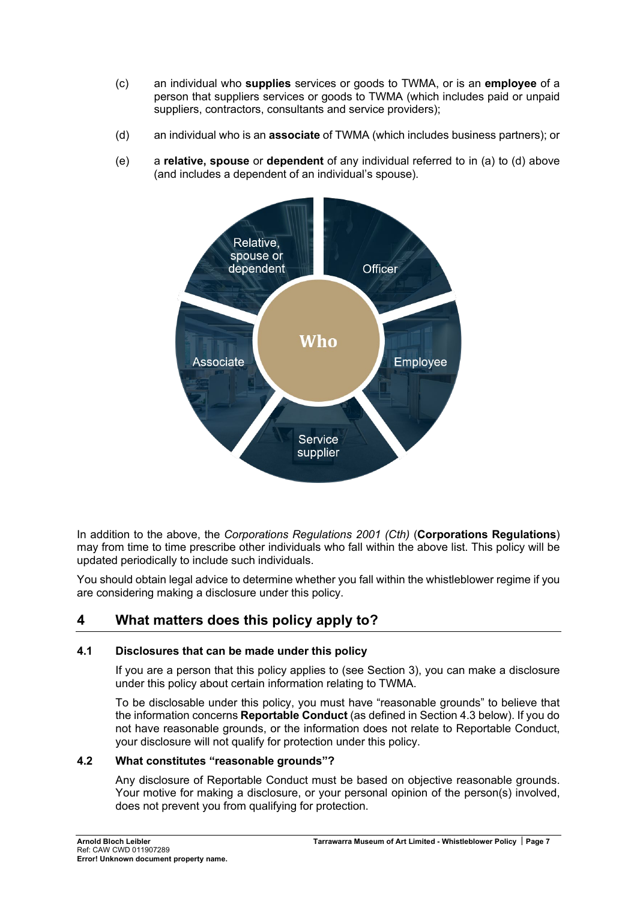(c) an individual who **supplies** services or goods to TWMA, or is an **employee** of a person that suppliers services or goods to TWMA (which includes paid or unpaid suppliers, contractors, consultants and service providers);

(d) an individual who is an **associate** of TWMA (which includes business partners); or

(e) a **relative, spouse** or **dependent** of any individual referred to in (a) to (d) above (and includes a dependent of an individual's spouse).

Who: Officer, Employee, Service supplier, Associate, Relative, spouse or dependent

In addition to the above, the *Corporations Regulations 2001 (Cth)* (**Corporations Regulations**) may from time to time prescribe other individuals who fall within the above list. This policy will be updated periodically to include such individuals.

You should obtain legal advice to determine whether you fall within the whistleblower regime if you are considering making a disclosure under this policy.

## 4 What matters does this policy apply to?

### 4.1 Disclosures that can be made under this policy

If you are a person that this policy applies to (see Section 3), you can make a disclosure under this policy about certain information relating to TWMA.

To be disclosable under this policy, you must have "reasonable grounds" to believe that the information concerns **Reportable Conduct** (as defined in Section 4.3 below). If you do not have reasonable grounds, or the information does not relate to Reportable Conduct, your disclosure will not qualify for protection under this policy.

### 4.2 What constitutes "reasonable grounds"?

Any disclosure of Reportable Conduct must be based on objective reasonable grounds. Your motive for making a disclosure, or your personal opinion of the person(s) involved, does not prevent you from qualifying for protection.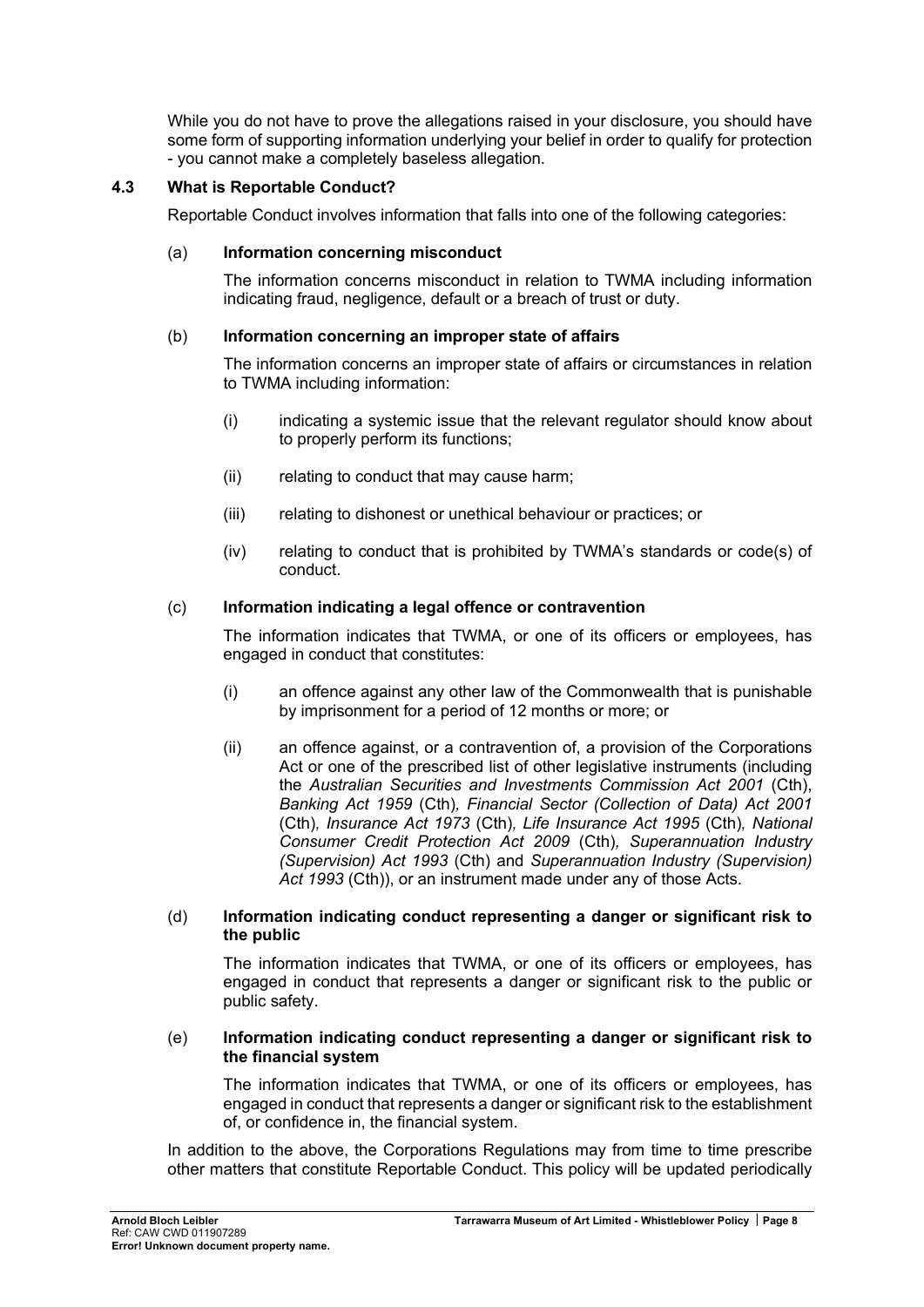While you do not have to prove the allegations raised in your disclosure, you should have some form of supporting information underlying your belief in order to qualify for protection - you cannot make a completely baseless allegation.

### 4.3 What is Reportable Conduct?

Reportable Conduct involves information that falls into one of the following categories:

(a) **Information concerning misconduct**

The information concerns misconduct in relation to TWMA including information indicating fraud, negligence, default or a breach of trust or duty.

(b) **Information concerning an improper state of affairs**

The information concerns an improper state of affairs or circumstances in relation to TWMA including information:

(i) indicating a systemic issue that the relevant regulator should know about to properly perform its functions;

(ii) relating to conduct that may cause harm;

(iii) relating to dishonest or unethical behaviour or practices; or

(iv) relating to conduct that is prohibited by TWMA's standards or code(s) of conduct.

(c) **Information indicating a legal offence or contravention**

The information indicates that TWMA, or one of its officers or employees, has engaged in conduct that constitutes:

(i) an offence against any other law of the Commonwealth that is punishable by imprisonment for a period of 12 months or more; or

(ii) an offence against, or a contravention of, a provision of the Corporations Act or one of the prescribed list of other legislative instruments (including the *Australian Securities and Investments Commission Act 2001* (Cth), *Banking Act 1959* (Cth)*, Financial Sector (Collection of Data) Act 2001* (Cth)*, Insurance Act 1973* (Cth)*, Life Insurance Act 1995* (Cth)*, National Consumer Credit Protection Act 2009* (Cth)*, Superannuation Industry (Supervision) Act 1993* (Cth) and *Superannuation Industry (Supervision) Act 1993* (Cth)), or an instrument made under any of those Acts.

(d) **Information indicating conduct representing a danger or significant risk to the public**

The information indicates that TWMA, or one of its officers or employees, has engaged in conduct that represents a danger or significant risk to the public or public safety.

(e) **Information indicating conduct representing a danger or significant risk to the financial system**

The information indicates that TWMA, or one of its officers or employees, has engaged in conduct that represents a danger or significant risk to the establishment of, or confidence in, the financial system.

In addition to the above, the Corporations Regulations may from time to time prescribe other matters that constitute Reportable Conduct. This policy will be updated periodically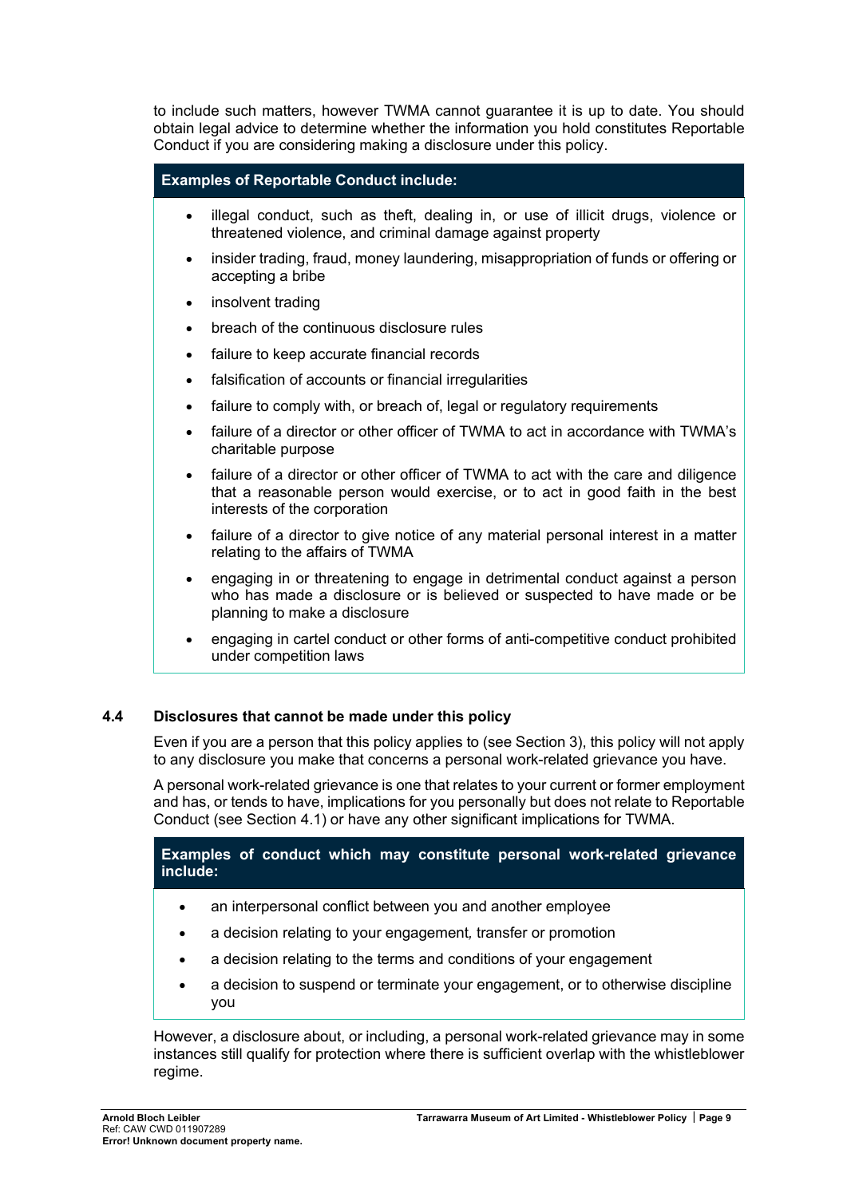to include such matters, however TWMA cannot guarantee it is up to date. You should obtain legal advice to determine whether the information you hold constitutes Reportable Conduct if you are considering making a disclosure under this policy.

**Examples of Reportable Conduct include:**

- illegal conduct, such as theft, dealing in, or use of illicit drugs, violence or threatened violence, and criminal damage against property
- insider trading, fraud, money laundering, misappropriation of funds or offering or accepting a bribe
- insolvent trading
- breach of the continuous disclosure rules
- failure to keep accurate financial records
- falsification of accounts or financial irregularities
- failure to comply with, or breach of, legal or regulatory requirements
- failure of a director or other officer of TWMA to act in accordance with TWMA's charitable purpose
- failure of a director or other officer of TWMA to act with the care and diligence that a reasonable person would exercise, or to act in good faith in the best interests of the corporation
- failure of a director to give notice of any material personal interest in a matter relating to the affairs of TWMA
- engaging in or threatening to engage in detrimental conduct against a person who has made a disclosure or is believed or suspected to have made or be planning to make a disclosure
- engaging in cartel conduct or other forms of anti-competitive conduct prohibited under competition laws

### 4.4 Disclosures that cannot be made under this policy

Even if you are a person that this policy applies to (see Section 3), this policy will not apply to any disclosure you make that concerns a personal work-related grievance you have.

A personal work-related grievance is one that relates to your current or former employment and has, or tends to have, implications for you personally but does not relate to Reportable Conduct (see Section 4.1) or have any other significant implications for TWMA.

**Examples of conduct which may constitute personal work-related grievance include:**

- an interpersonal conflict between you and another employee
- a decision relating to your engagement, transfer or promotion
- a decision relating to the terms and conditions of your engagement
- a decision to suspend or terminate your engagement, or to otherwise discipline you

However, a disclosure about, or including, a personal work-related grievance may in some instances still qualify for protection where there is sufficient overlap with the whistleblower regime.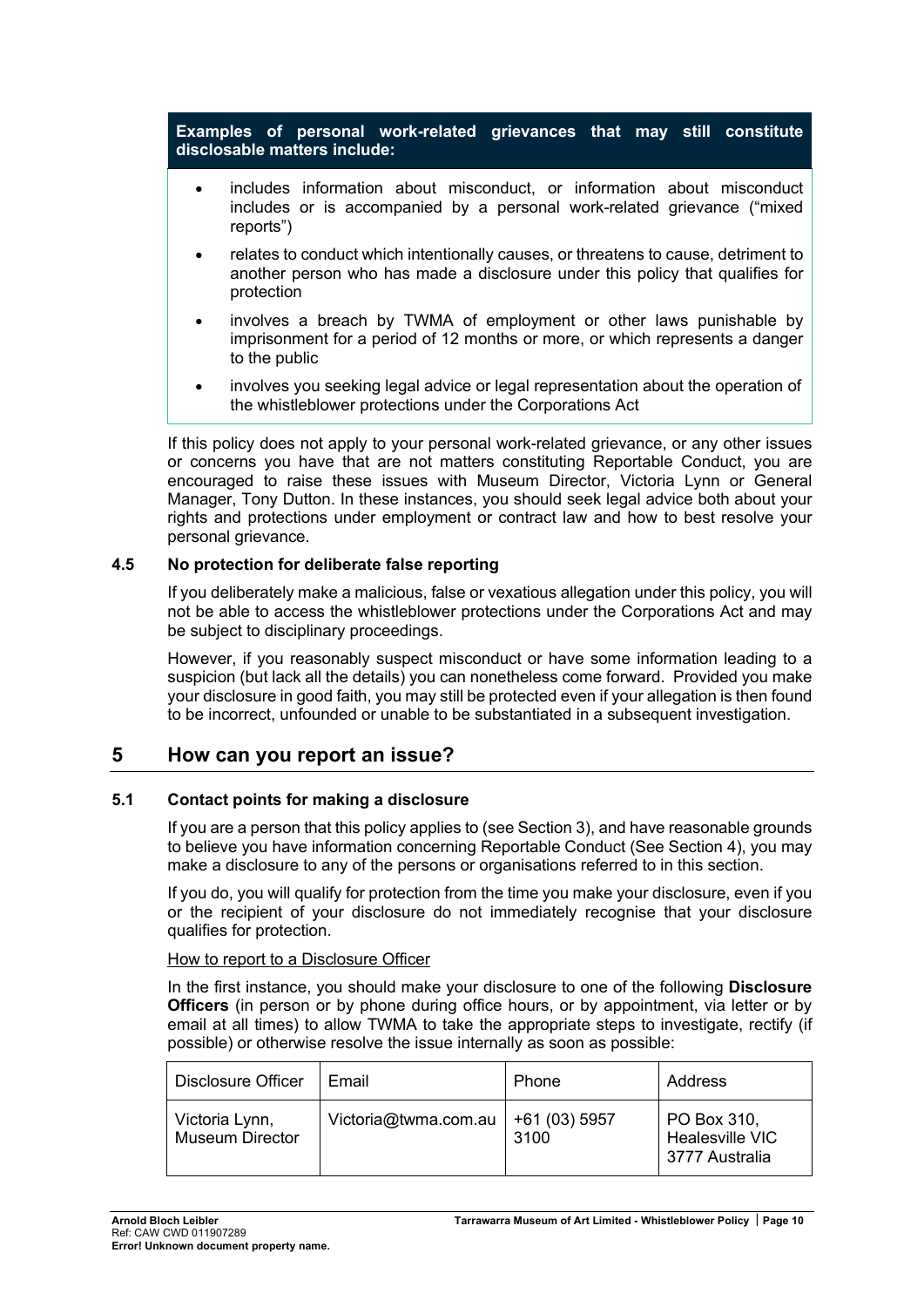**Examples of personal work-related grievances that may still constitute disclosable matters include:**

- includes information about misconduct, or information about misconduct includes or is accompanied by a personal work-related grievance ("mixed reports")
- relates to conduct which intentionally causes, or threatens to cause, detriment to another person who has made a disclosure under this policy that qualifies for protection
- involves a breach by TWMA of employment or other laws punishable by imprisonment for a period of 12 months or more, or which represents a danger to the public
- involves you seeking legal advice or legal representation about the operation of the whistleblower protections under the Corporations Act

If this policy does not apply to your personal work-related grievance, or any other issues or concerns you have that are not matters constituting Reportable Conduct, you are encouraged to raise these issues with Museum Director, Victoria Lynn or General Manager, Tony Dutton. In these instances, you should seek legal advice both about your rights and protections under employment or contract law and how to best resolve your personal grievance.

### 4.5 No protection for deliberate false reporting

If you deliberately make a malicious, false or vexatious allegation under this policy, you will not be able to access the whistleblower protections under the Corporations Act and may be subject to disciplinary proceedings.

However, if you reasonably suspect misconduct or have some information leading to a suspicion (but lack all the details) you can nonetheless come forward. Provided you make your disclosure in good faith, you may still be protected even if your allegation is then found to be incorrect, unfounded or unable to be substantiated in a subsequent investigation.

## 5 How can you report an issue?

### 5.1 Contact points for making a disclosure

If you are a person that this policy applies to (see Section 3), and have reasonable grounds to believe you have information concerning Reportable Conduct (See Section 4), you may make a disclosure to any of the persons or organisations referred to in this section.

If you do, you will qualify for protection from the time you make your disclosure, even if you or the recipient of your disclosure do not immediately recognise that your disclosure qualifies for protection.

How to report to a Disclosure Officer

In the first instance, you should make your disclosure to one of the following **Disclosure Officers** (in person or by phone during office hours, or by appointment, via letter or by email at all times) to allow TWMA to take the appropriate steps to investigate, rectify (if possible) or otherwise resolve the issue internally as soon as possible:

| Disclosure Officer | Email | Phone | Address |
|---|---|---|---|
| Victoria Lynn, Museum Director | Victoria@twma.com.au | +61 (03) 5957 3100 | PO Box 310, Healesville VIC 3777 Australia |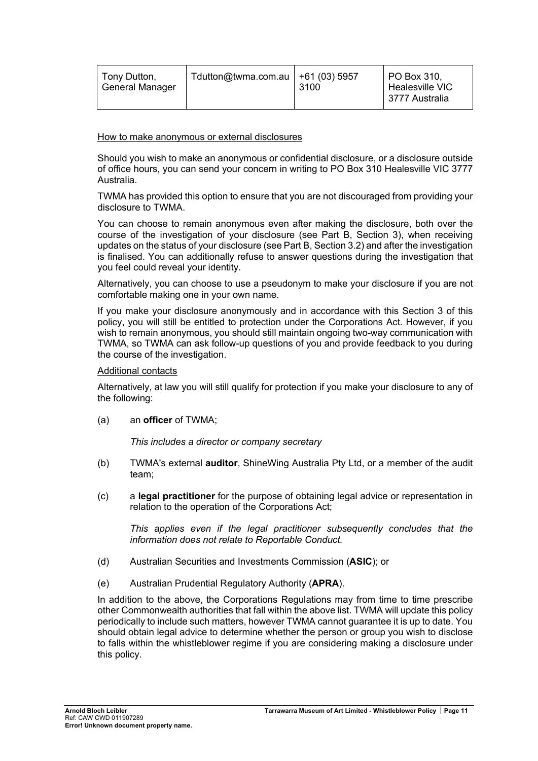| Tony Dutton, General Manager | Tdutton@twma.com.au | +61 (03) 5957 3100 | PO Box 310, Healesville VIC 3777 Australia |
|---|---|---|---|

How to make anonymous or external disclosures

Should you wish to make an anonymous or confidential disclosure, or a disclosure outside of office hours, you can send your concern in writing to PO Box 310 Healesville VIC 3777 Australia.

TWMA has provided this option to ensure that you are not discouraged from providing your disclosure to TWMA.

You can choose to remain anonymous even after making the disclosure, both over the course of the investigation of your disclosure (see Part B, Section 3), when receiving updates on the status of your disclosure (see Part B, Section 3.2) and after the investigation is finalised. You can additionally refuse to answer questions during the investigation that you feel could reveal your identity.

Alternatively, you can choose to use a pseudonym to make your disclosure if you are not comfortable making one in your own name.

If you make your disclosure anonymously and in accordance with this Section 3 of this policy, you will still be entitled to protection under the Corporations Act. However, if you wish to remain anonymous, you should still maintain ongoing two-way communication with TWMA, so TWMA can ask follow-up questions of you and provide feedback to you during the course of the investigation.

Additional contacts

Alternatively, at law you will still qualify for protection if you make your disclosure to any of the following:

(a) an **officer** of TWMA;

*This includes a director or company secretary*

(b) TWMA's external **auditor**, ShineWing Australia Pty Ltd, or a member of the audit team;

(c) a **legal practitioner** for the purpose of obtaining legal advice or representation in relation to the operation of the Corporations Act;

*This applies even if the legal practitioner subsequently concludes that the information does not relate to Reportable Conduct.*

(d) Australian Securities and Investments Commission (**ASIC**); or

(e) Australian Prudential Regulatory Authority (**APRA**).

In addition to the above, the Corporations Regulations may from time to time prescribe other Commonwealth authorities that fall within the above list. TWMA will update this policy periodically to include such matters, however TWMA cannot guarantee it is up to date. You should obtain legal advice to determine whether the person or group you wish to disclose to falls within the whistleblower regime if you are considering making a disclosure under this policy.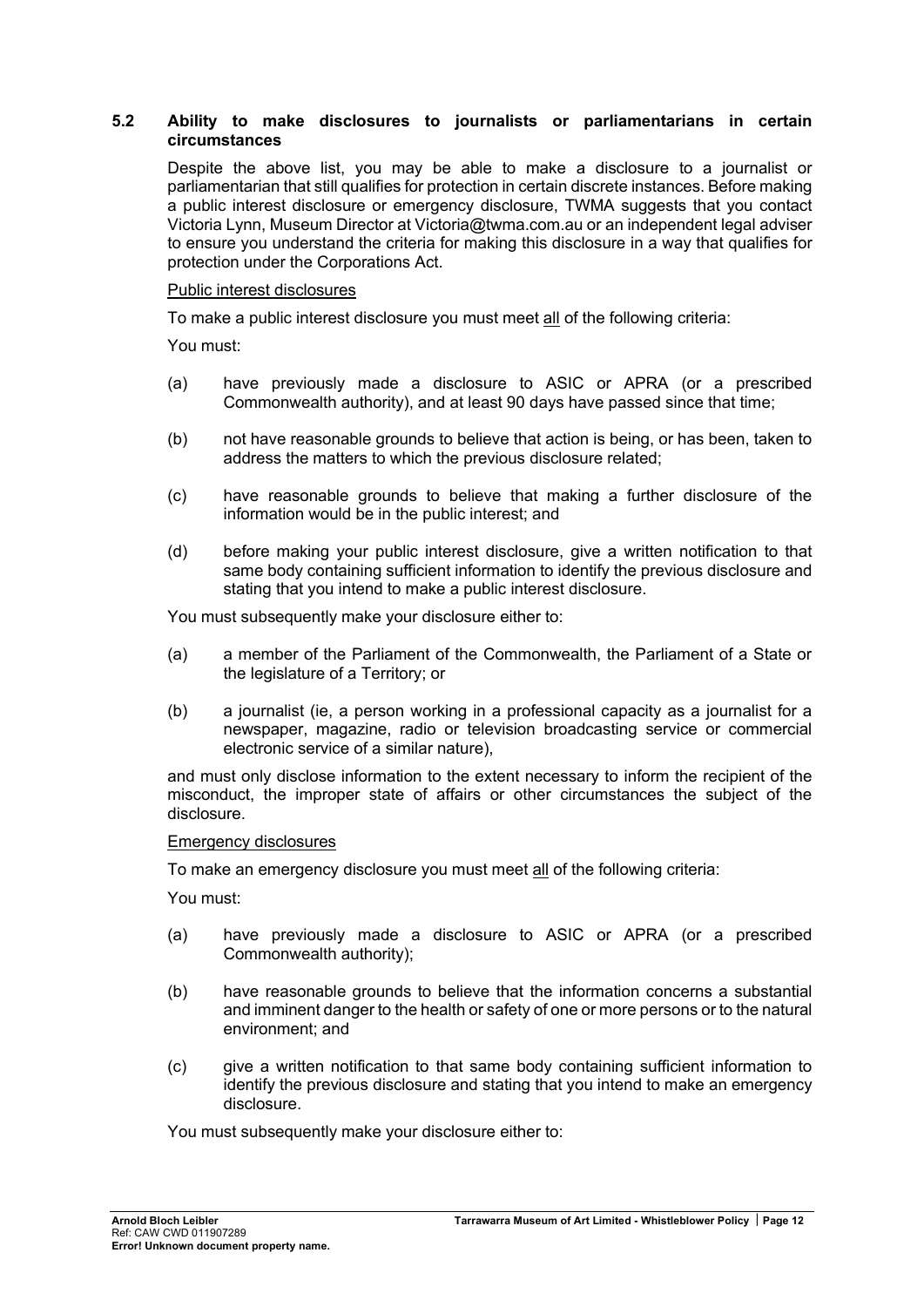### 5.2 Ability to make disclosures to journalists or parliamentarians in certain circumstances

Despite the above list, you may be able to make a disclosure to a journalist or parliamentarian that still qualifies for protection in certain discrete instances. Before making a public interest disclosure or emergency disclosure, TWMA suggests that you contact Victoria Lynn, Museum Director at Victoria@twma.com.au or an independent legal adviser to ensure you understand the criteria for making this disclosure in a way that qualifies for protection under the Corporations Act.

Public interest disclosures

To make a public interest disclosure you must meet all of the following criteria:

You must:

(a) have previously made a disclosure to ASIC or APRA (or a prescribed Commonwealth authority), and at least 90 days have passed since that time;

(b) not have reasonable grounds to believe that action is being, or has been, taken to address the matters to which the previous disclosure related;

(c) have reasonable grounds to believe that making a further disclosure of the information would be in the public interest; and

(d) before making your public interest disclosure, give a written notification to that same body containing sufficient information to identify the previous disclosure and stating that you intend to make a public interest disclosure.

You must subsequently make your disclosure either to:

(a) a member of the Parliament of the Commonwealth, the Parliament of a State or the legislature of a Territory; or

(b) a journalist (ie, a person working in a professional capacity as a journalist for a newspaper, magazine, radio or television broadcasting service or commercial electronic service of a similar nature),

and must only disclose information to the extent necessary to inform the recipient of the misconduct, the improper state of affairs or other circumstances the subject of the disclosure.

Emergency disclosures

To make an emergency disclosure you must meet all of the following criteria:

You must:

(a) have previously made a disclosure to ASIC or APRA (or a prescribed Commonwealth authority);

(b) have reasonable grounds to believe that the information concerns a substantial and imminent danger to the health or safety of one or more persons or to the natural environment; and

(c) give a written notification to that same body containing sufficient information to identify the previous disclosure and stating that you intend to make an emergency disclosure.

You must subsequently make your disclosure either to: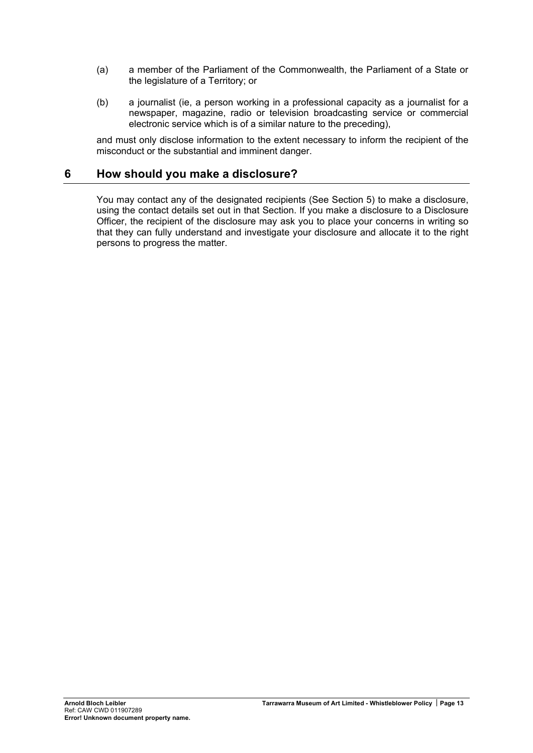(a) a member of the Parliament of the Commonwealth, the Parliament of a State or the legislature of a Territory; or

(b) a journalist (ie, a person working in a professional capacity as a journalist for a newspaper, magazine, radio or television broadcasting service or commercial electronic service which is of a similar nature to the preceding),

and must only disclose information to the extent necessary to inform the recipient of the misconduct or the substantial and imminent danger.

## 6 How should you make a disclosure?

You may contact any of the designated recipients (See Section 5) to make a disclosure, using the contact details set out in that Section. If you make a disclosure to a Disclosure Officer, the recipient of the disclosure may ask you to place your concerns in writing so that they can fully understand and investigate your disclosure and allocate it to the right persons to progress the matter.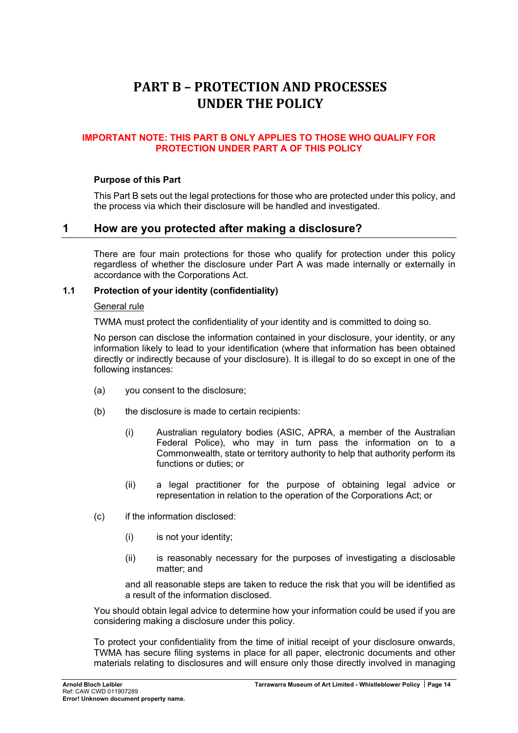# PART B – PROTECTION AND PROCESSES UNDER THE POLICY

**IMPORTANT NOTE: THIS PART B ONLY APPLIES TO THOSE WHO QUALIFY FOR PROTECTION UNDER PART A OF THIS POLICY**

**Purpose of this Part**

This Part B sets out the legal protections for those who are protected under this policy, and the process via which their disclosure will be handled and investigated.

## 1 How are you protected after making a disclosure?

There are four main protections for those who qualify for protection under this policy regardless of whether the disclosure under Part A was made internally or externally in accordance with the Corporations Act.

### 1.1 Protection of your identity (confidentiality)

General rule

TWMA must protect the confidentiality of your identity and is committed to doing so.

No person can disclose the information contained in your disclosure, your identity, or any information likely to lead to your identification (where that information has been obtained directly or indirectly because of your disclosure). It is illegal to do so except in one of the following instances:

(a) you consent to the disclosure;

(b) the disclosure is made to certain recipients:

  (i) Australian regulatory bodies (ASIC, APRA, a member of the Australian Federal Police), who may in turn pass the information on to a Commonwealth, state or territory authority to help that authority perform its functions or duties; or

  (ii) a legal practitioner for the purpose of obtaining legal advice or representation in relation to the operation of the Corporations Act; or

(c) if the information disclosed:

  (i) is not your identity;

  (ii) is reasonably necessary for the purposes of investigating a disclosable matter; and

  and all reasonable steps are taken to reduce the risk that you will be identified as a result of the information disclosed.

You should obtain legal advice to determine how your information could be used if you are considering making a disclosure under this policy.

To protect your confidentiality from the time of initial receipt of your disclosure onwards, TWMA has secure filing systems in place for all paper, electronic documents and other materials relating to disclosures and will ensure only those directly involved in managing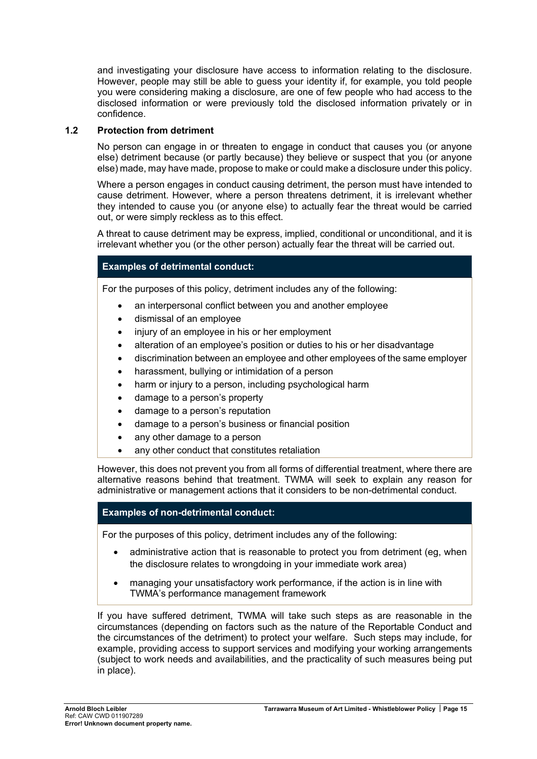and investigating your disclosure have access to information relating to the disclosure. However, people may still be able to guess your identity if, for example, you told people you were considering making a disclosure, are one of few people who had access to the disclosed information or were previously told the disclosed information privately or in confidence.

### 1.2 Protection from detriment

No person can engage in or threaten to engage in conduct that causes you (or anyone else) detriment because (or partly because) they believe or suspect that you (or anyone else) made, may have made, propose to make or could make a disclosure under this policy.

Where a person engages in conduct causing detriment, the person must have intended to cause detriment. However, where a person threatens detriment, it is irrelevant whether they intended to cause you (or anyone else) to actually fear the threat would be carried out, or were simply reckless as to this effect.

A threat to cause detriment may be express, implied, conditional or unconditional, and it is irrelevant whether you (or the other person) actually fear the threat will be carried out.

**Examples of detrimental conduct:**

For the purposes of this policy, detriment includes any of the following:

- an interpersonal conflict between you and another employee
- dismissal of an employee
- injury of an employee in his or her employment
- alteration of an employee's position or duties to his or her disadvantage
- discrimination between an employee and other employees of the same employer
- harassment, bullying or intimidation of a person
- harm or injury to a person, including psychological harm
- damage to a person's property
- damage to a person's reputation
- damage to a person's business or financial position
- any other damage to a person
- any other conduct that constitutes retaliation

However, this does not prevent you from all forms of differential treatment, where there are alternative reasons behind that treatment. TWMA will seek to explain any reason for administrative or management actions that it considers to be non-detrimental conduct.

**Examples of non-detrimental conduct:**

For the purposes of this policy, detriment includes any of the following:

- administrative action that is reasonable to protect you from detriment (eg, when the disclosure relates to wrongdoing in your immediate work area)
- managing your unsatisfactory work performance, if the action is in line with TWMA's performance management framework

If you have suffered detriment, TWMA will take such steps as are reasonable in the circumstances (depending on factors such as the nature of the Reportable Conduct and the circumstances of the detriment) to protect your welfare. Such steps may include, for example, providing access to support services and modifying your working arrangements (subject to work needs and availabilities, and the practicality of such measures being put in place).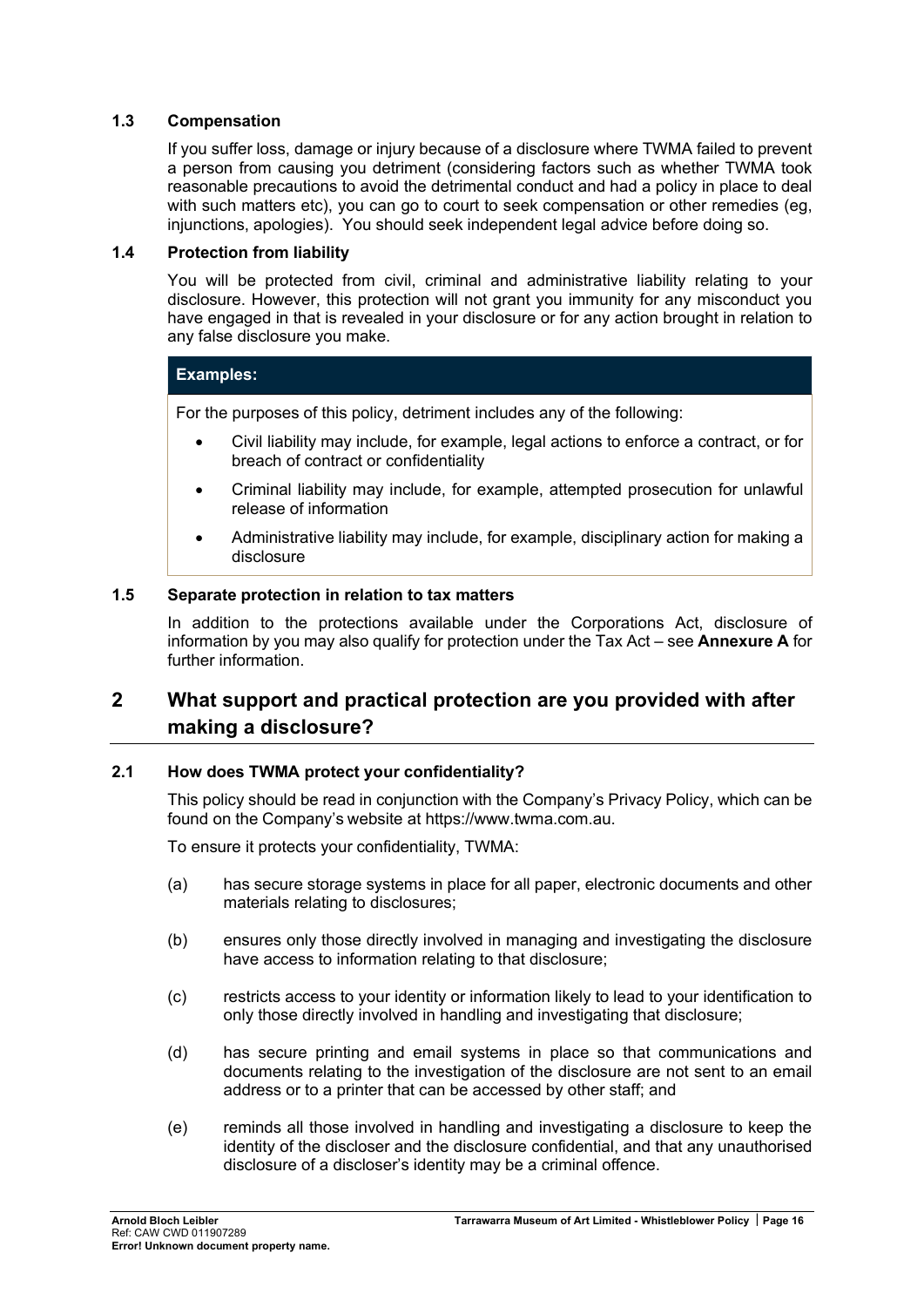### 1.3 Compensation

If you suffer loss, damage or injury because of a disclosure where TWMA failed to prevent a person from causing you detriment (considering factors such as whether TWMA took reasonable precautions to avoid the detrimental conduct and had a policy in place to deal with such matters etc), you can go to court to seek compensation or other remedies (eg, injunctions, apologies). You should seek independent legal advice before doing so.

### 1.4 Protection from liability

You will be protected from civil, criminal and administrative liability relating to your disclosure. However, this protection will not grant you immunity for any misconduct you have engaged in that is revealed in your disclosure or for any action brought in relation to any false disclosure you make.

**Examples:**

For the purposes of this policy, detriment includes any of the following:

- Civil liability may include, for example, legal actions to enforce a contract, or for breach of contract or confidentiality
- Criminal liability may include, for example, attempted prosecution for unlawful release of information
- Administrative liability may include, for example, disciplinary action for making a disclosure

### 1.5 Separate protection in relation to tax matters

In addition to the protections available under the Corporations Act, disclosure of information by you may also qualify for protection under the Tax Act – see **Annexure A** for further information.

## 2 What support and practical protection are you provided with after making a disclosure?

### 2.1 How does TWMA protect your confidentiality?

This policy should be read in conjunction with the Company's Privacy Policy, which can be found on the Company's website at https://www.twma.com.au.

To ensure it protects your confidentiality, TWMA:

(a) has secure storage systems in place for all paper, electronic documents and other materials relating to disclosures;

(b) ensures only those directly involved in managing and investigating the disclosure have access to information relating to that disclosure;

(c) restricts access to your identity or information likely to lead to your identification to only those directly involved in handling and investigating that disclosure;

(d) has secure printing and email systems in place so that communications and documents relating to the investigation of the disclosure are not sent to an email address or to a printer that can be accessed by other staff; and

(e) reminds all those involved in handling and investigating a disclosure to keep the identity of the discloser and the disclosure confidential, and that any unauthorised disclosure of a discloser's identity may be a criminal offence.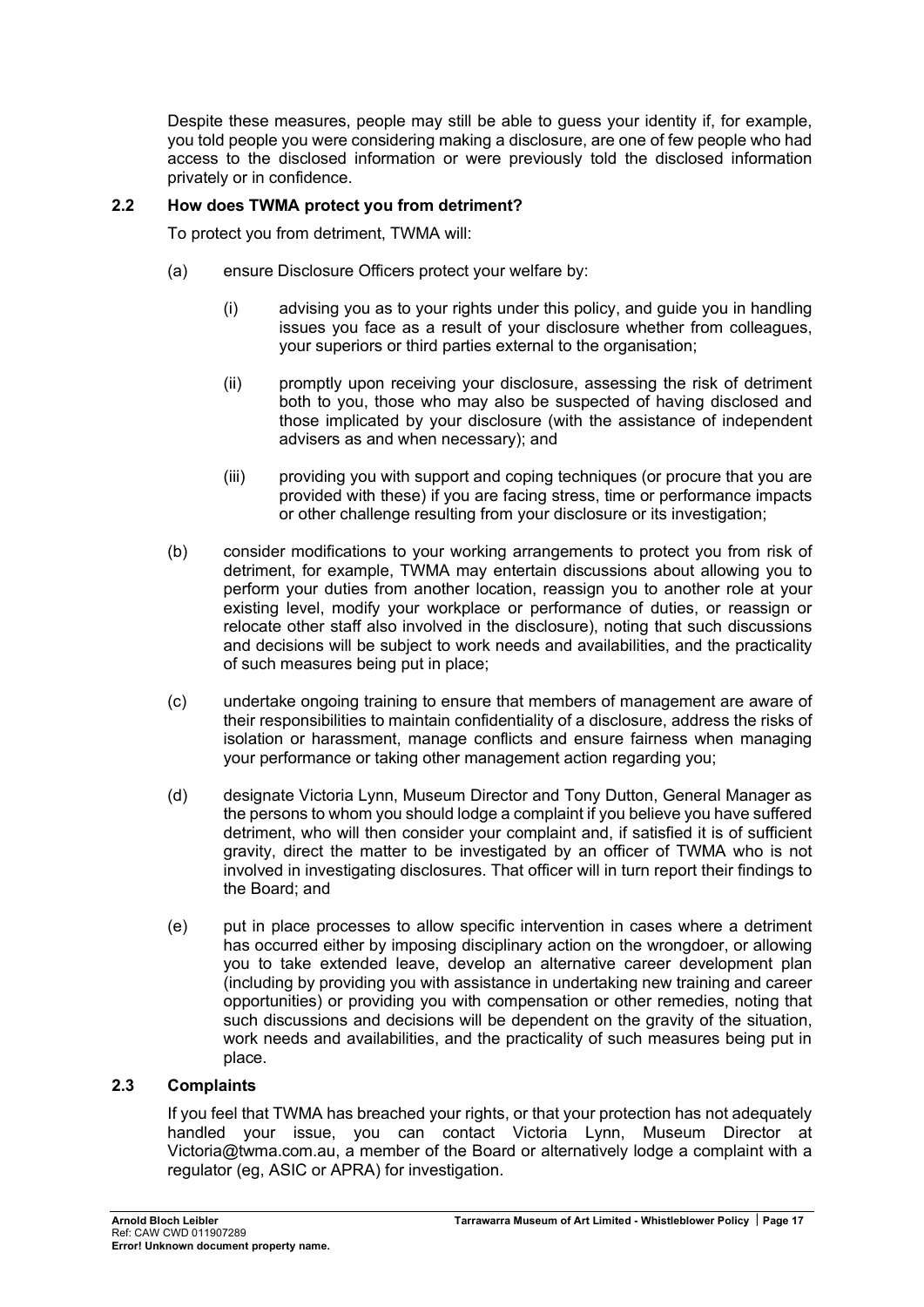Despite these measures, people may still be able to guess your identity if, for example, you told people you were considering making a disclosure, are one of few people who had access to the disclosed information or were previously told the disclosed information privately or in confidence.

### 2.2 How does TWMA protect you from detriment?

To protect you from detriment, TWMA will:

(a) ensure Disclosure Officers protect your welfare by:

   (i) advising you as to your rights under this policy, and guide you in handling issues you face as a result of your disclosure whether from colleagues, your superiors or third parties external to the organisation;

   (ii) promptly upon receiving your disclosure, assessing the risk of detriment both to you, those who may also be suspected of having disclosed and those implicated by your disclosure (with the assistance of independent advisers as and when necessary); and

   (iii) providing you with support and coping techniques (or procure that you are provided with these) if you are facing stress, time or performance impacts or other challenge resulting from your disclosure or its investigation;

(b) consider modifications to your working arrangements to protect you from risk of detriment, for example, TWMA may entertain discussions about allowing you to perform your duties from another location, reassign you to another role at your existing level, modify your workplace or performance of duties, or reassign or relocate other staff also involved in the disclosure), noting that such discussions and decisions will be subject to work needs and availabilities, and the practicality of such measures being put in place;

(c) undertake ongoing training to ensure that members of management are aware of their responsibilities to maintain confidentiality of a disclosure, address the risks of isolation or harassment, manage conflicts and ensure fairness when managing your performance or taking other management action regarding you;

(d) designate Victoria Lynn, Museum Director and Tony Dutton, General Manager as the persons to whom you should lodge a complaint if you believe you have suffered detriment, who will then consider your complaint and, if satisfied it is of sufficient gravity, direct the matter to be investigated by an officer of TWMA who is not involved in investigating disclosures. That officer will in turn report their findings to the Board; and

(e) put in place processes to allow specific intervention in cases where a detriment has occurred either by imposing disciplinary action on the wrongdoer, or allowing you to take extended leave, develop an alternative career development plan (including by providing you with assistance in undertaking new training and career opportunities) or providing you with compensation or other remedies, noting that such discussions and decisions will be dependent on the gravity of the situation, work needs and availabilities, and the practicality of such measures being put in place.

### 2.3 Complaints

If you feel that TWMA has breached your rights, or that your protection has not adequately handled your issue, you can contact Victoria Lynn, Museum Director at Victoria@twma.com.au, a member of the Board or alternatively lodge a complaint with a regulator (eg, ASIC or APRA) for investigation.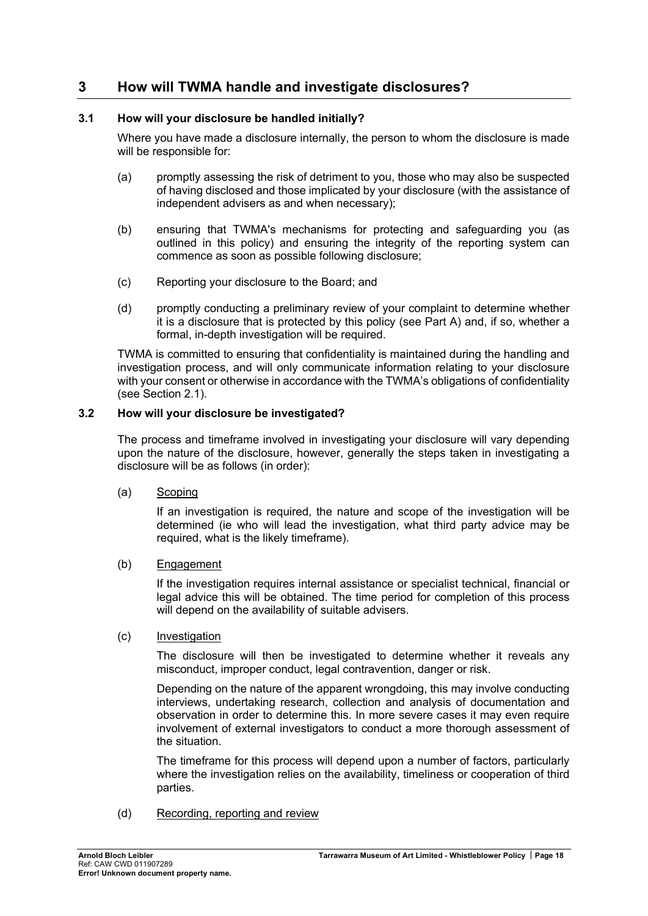# 3 How will TWMA handle and investigate disclosures?

## 3.1 How will your disclosure be handled initially?

Where you have made a disclosure internally, the person to whom the disclosure is made will be responsible for:

(a) promptly assessing the risk of detriment to you, those who may also be suspected of having disclosed and those implicated by your disclosure (with the assistance of independent advisers as and when necessary);

(b) ensuring that TWMA's mechanisms for protecting and safeguarding you (as outlined in this policy) and ensuring the integrity of the reporting system can commence as soon as possible following disclosure;

(c) Reporting your disclosure to the Board; and

(d) promptly conducting a preliminary review of your complaint to determine whether it is a disclosure that is protected by this policy (see Part A) and, if so, whether a formal, in-depth investigation will be required.

TWMA is committed to ensuring that confidentiality is maintained during the handling and investigation process, and will only communicate information relating to your disclosure with your consent or otherwise in accordance with the TWMA's obligations of confidentiality (see Section 2.1).

## 3.2 How will your disclosure be investigated?

The process and timeframe involved in investigating your disclosure will vary depending upon the nature of the disclosure, however, generally the steps taken in investigating a disclosure will be as follows (in order):

(a) <u>Scoping</u>

If an investigation is required, the nature and scope of the investigation will be determined (ie who will lead the investigation, what third party advice may be required, what is the likely timeframe).

(b) <u>Engagement</u>

If the investigation requires internal assistance or specialist technical, financial or legal advice this will be obtained. The time period for completion of this process will depend on the availability of suitable advisers.

(c) <u>Investigation</u>

The disclosure will then be investigated to determine whether it reveals any misconduct, improper conduct, legal contravention, danger or risk.

Depending on the nature of the apparent wrongdoing, this may involve conducting interviews, undertaking research, collection and analysis of documentation and observation in order to determine this. In more severe cases it may even require involvement of external investigators to conduct a more thorough assessment of the situation.

The timeframe for this process will depend upon a number of factors, particularly where the investigation relies on the availability, timeliness or cooperation of third parties.

(d) <u>Recording, reporting and review</u>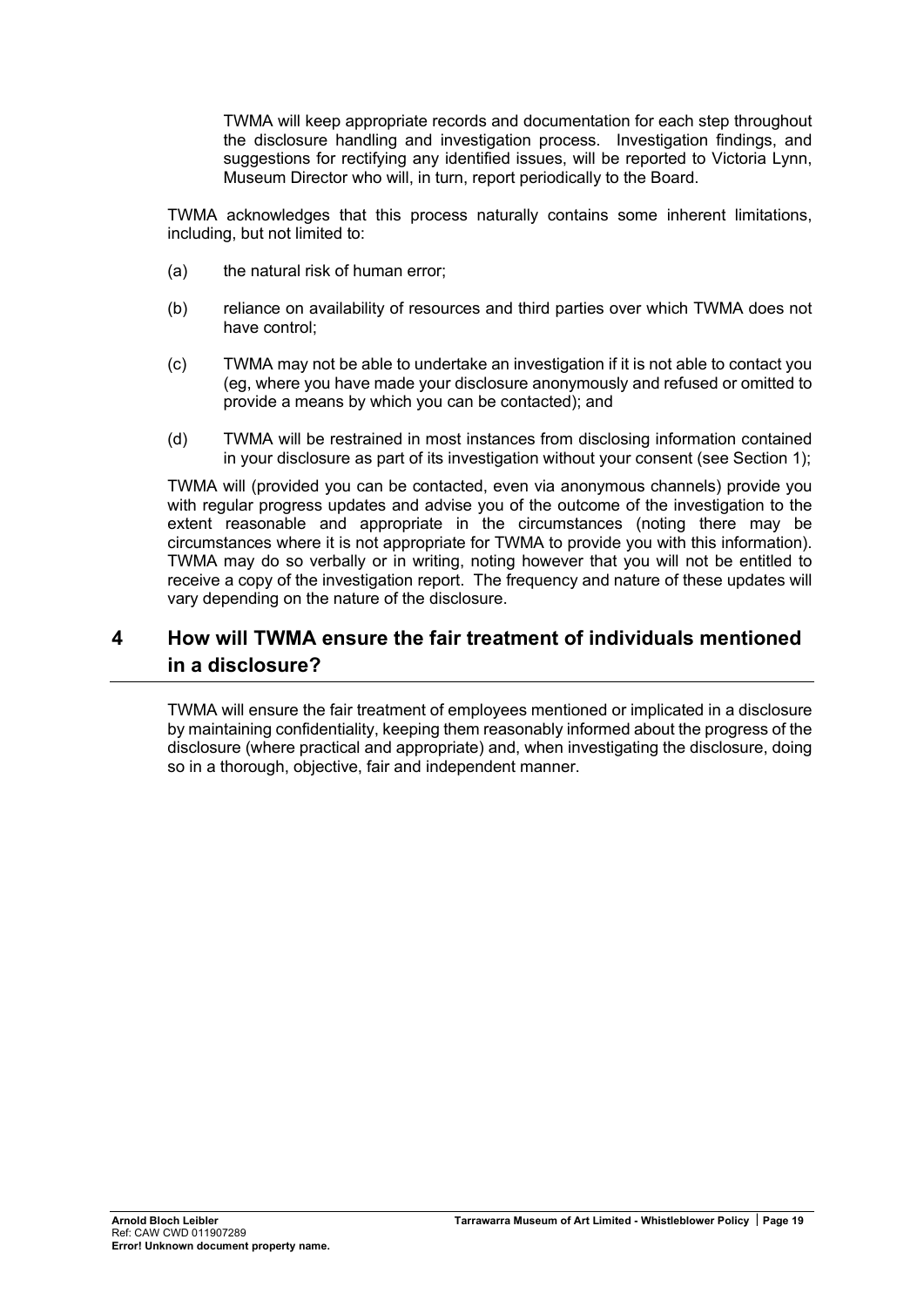TWMA will keep appropriate records and documentation for each step throughout the disclosure handling and investigation process. Investigation findings, and suggestions for rectifying any identified issues, will be reported to Victoria Lynn, Museum Director who will, in turn, report periodically to the Board.

TWMA acknowledges that this process naturally contains some inherent limitations, including, but not limited to:

(a) the natural risk of human error;

(b) reliance on availability of resources and third parties over which TWMA does not have control;

(c) TWMA may not be able to undertake an investigation if it is not able to contact you (eg, where you have made your disclosure anonymously and refused or omitted to provide a means by which you can be contacted); and

(d) TWMA will be restrained in most instances from disclosing information contained in your disclosure as part of its investigation without your consent (see Section 1);

TWMA will (provided you can be contacted, even via anonymous channels) provide you with regular progress updates and advise you of the outcome of the investigation to the extent reasonable and appropriate in the circumstances (noting there may be circumstances where it is not appropriate for TWMA to provide you with this information). TWMA may do so verbally or in writing, noting however that you will not be entitled to receive a copy of the investigation report. The frequency and nature of these updates will vary depending on the nature of the disclosure.

## 4 How will TWMA ensure the fair treatment of individuals mentioned in a disclosure?

TWMA will ensure the fair treatment of employees mentioned or implicated in a disclosure by maintaining confidentiality, keeping them reasonably informed about the progress of the disclosure (where practical and appropriate) and, when investigating the disclosure, doing so in a thorough, objective, fair and independent manner.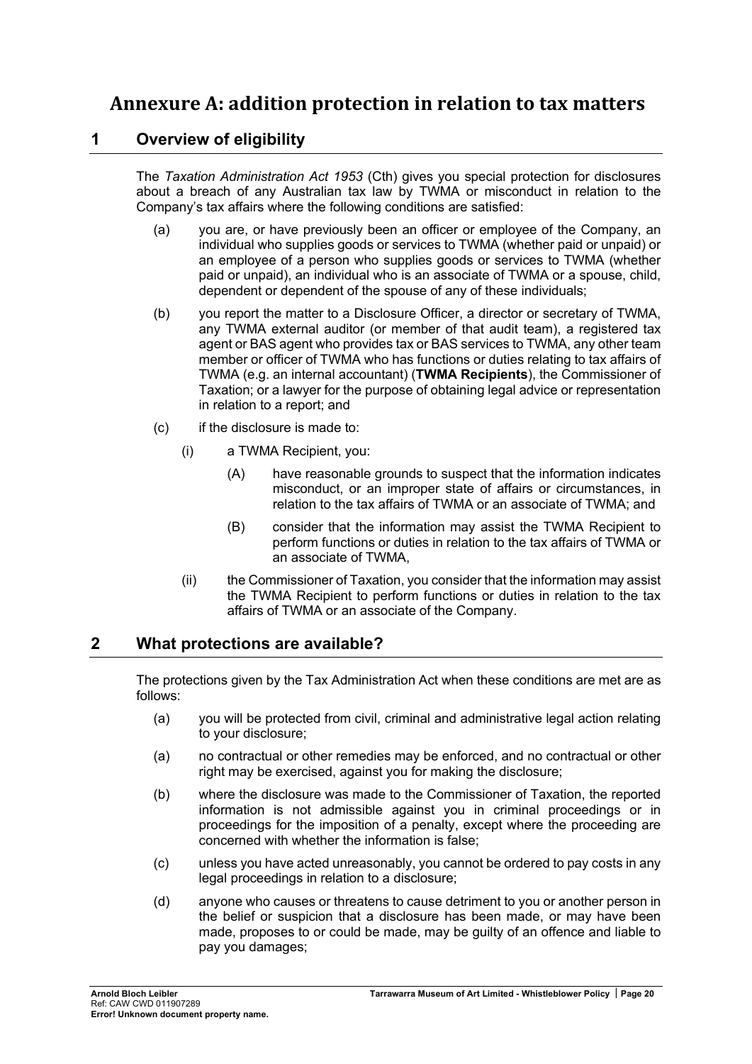# Annexure A: addition protection in relation to tax matters

## 1 Overview of eligibility

The *Taxation Administration Act 1953* (Cth) gives you special protection for disclosures about a breach of any Australian tax law by TWMA or misconduct in relation to the Company's tax affairs where the following conditions are satisfied:

(a) you are, or have previously been an officer or employee of the Company, an individual who supplies goods or services to TWMA (whether paid or unpaid) or an employee of a person who supplies goods or services to TWMA (whether paid or unpaid), an individual who is an associate of TWMA or a spouse, child, dependent or dependent of the spouse of any of these individuals;

(b) you report the matter to a Disclosure Officer, a director or secretary of TWMA, any TWMA external auditor (or member of that audit team), a registered tax agent or BAS agent who provides tax or BAS services to TWMA, any other team member or officer of TWMA who has functions or duties relating to tax affairs of TWMA (e.g. an internal accountant) (**TWMA Recipients**), the Commissioner of Taxation; or a lawyer for the purpose of obtaining legal advice or representation in relation to a report; and

(c) if the disclosure is made to:

(i) a TWMA Recipient, you:

(A) have reasonable grounds to suspect that the information indicates misconduct, or an improper state of affairs or circumstances, in relation to the tax affairs of TWMA or an associate of TWMA; and

(B) consider that the information may assist the TWMA Recipient to perform functions or duties in relation to the tax affairs of TWMA or an associate of TWMA,

(ii) the Commissioner of Taxation, you consider that the information may assist the TWMA Recipient to perform functions or duties in relation to the tax affairs of TWMA or an associate of the Company.

## 2 What protections are available?

The protections given by the Tax Administration Act when these conditions are met are as follows:

(a) you will be protected from civil, criminal and administrative legal action relating to your disclosure;

(a) no contractual or other remedies may be enforced, and no contractual or other right may be exercised, against you for making the disclosure;

(b) where the disclosure was made to the Commissioner of Taxation, the reported information is not admissible against you in criminal proceedings or in proceedings for the imposition of a penalty, except where the proceeding are concerned with whether the information is false;

(c) unless you have acted unreasonably, you cannot be ordered to pay costs in any legal proceedings in relation to a disclosure;

(d) anyone who causes or threatens to cause detriment to you or another person in the belief or suspicion that a disclosure has been made, or may have been made, proposes to or could be made, may be guilty of an offence and liable to pay you damages;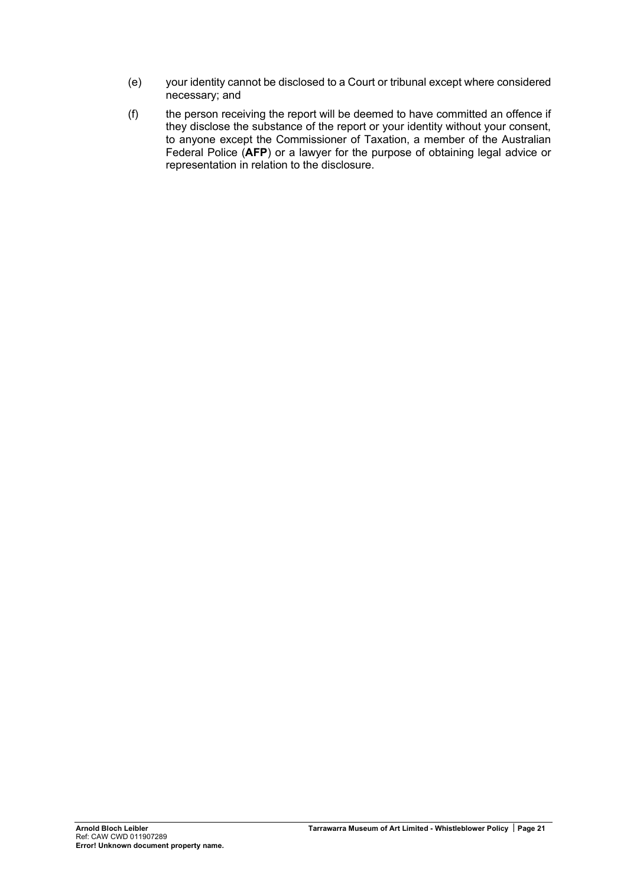(e) your identity cannot be disclosed to a Court or tribunal except where considered necessary; and

(f) the person receiving the report will be deemed to have committed an offence if they disclose the substance of the report or your identity without your consent, to anyone except the Commissioner of Taxation, a member of the Australian Federal Police (**AFP**) or a lawyer for the purpose of obtaining legal advice or representation in relation to the disclosure.